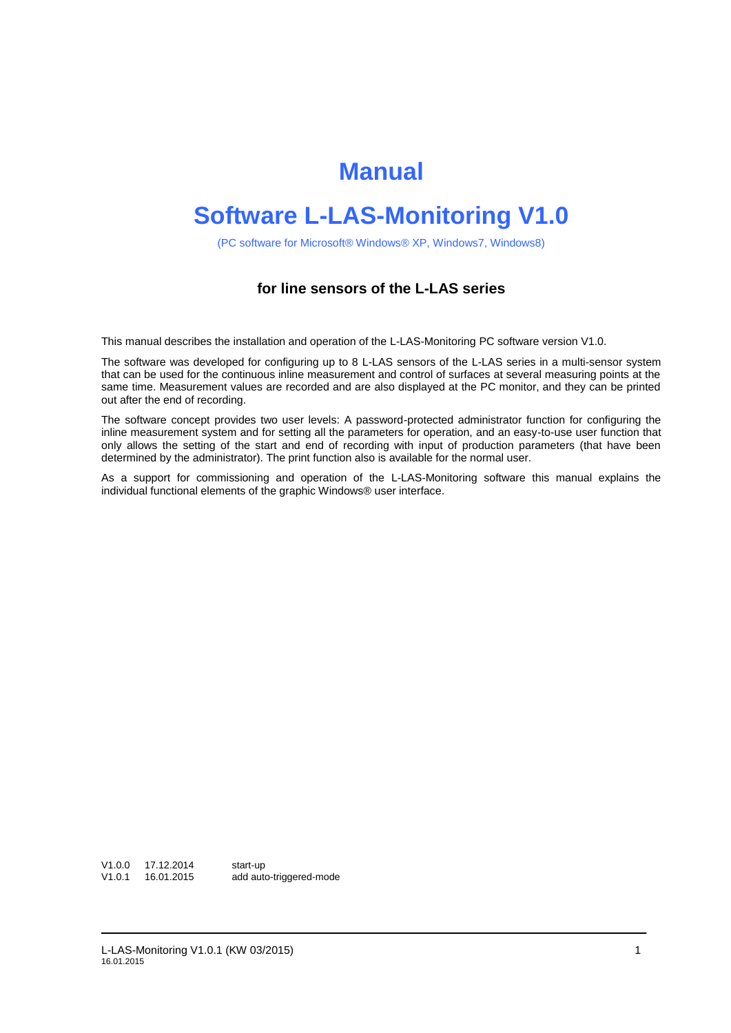# Manual

# Software L-LAS-Monitoring V1.0

(PC software for Microsoft® Windows® XP, Windows7, Windows8)

### for line sensors of the L-LAS series

This manual describes the installation and operation of the L-LAS-Monitoring PC software version V1.0.

The software was developed for configuring up to 8 L-LAS sensors of the L-LAS series in a multi-sensor system that can be used for the continuous inline measurement and control of surfaces at several measuring points at the same time. Measurement values are recorded and are also displayed at the PC monitor, and they can be printed out after the end of recording.

The software concept provides two user levels: A password-protected administrator function for configuring the inline measurement system and for setting all the parameters for operation, and an easy-to-use user function that only allows the setting of the start and end of recording with input of production parameters (that have been determined by the administrator). The print function also is available for the normal user.

As a support for commissioning and operation of the L-LAS-Monitoring software this manual explains the individual functional elements of the graphic Windows® user interface.

| | | |
|---|---|---|
| V1.0.0 | 17.12.2014 | start-up |
| V1.0.1 | 16.01.2015 | add auto-triggered-mode |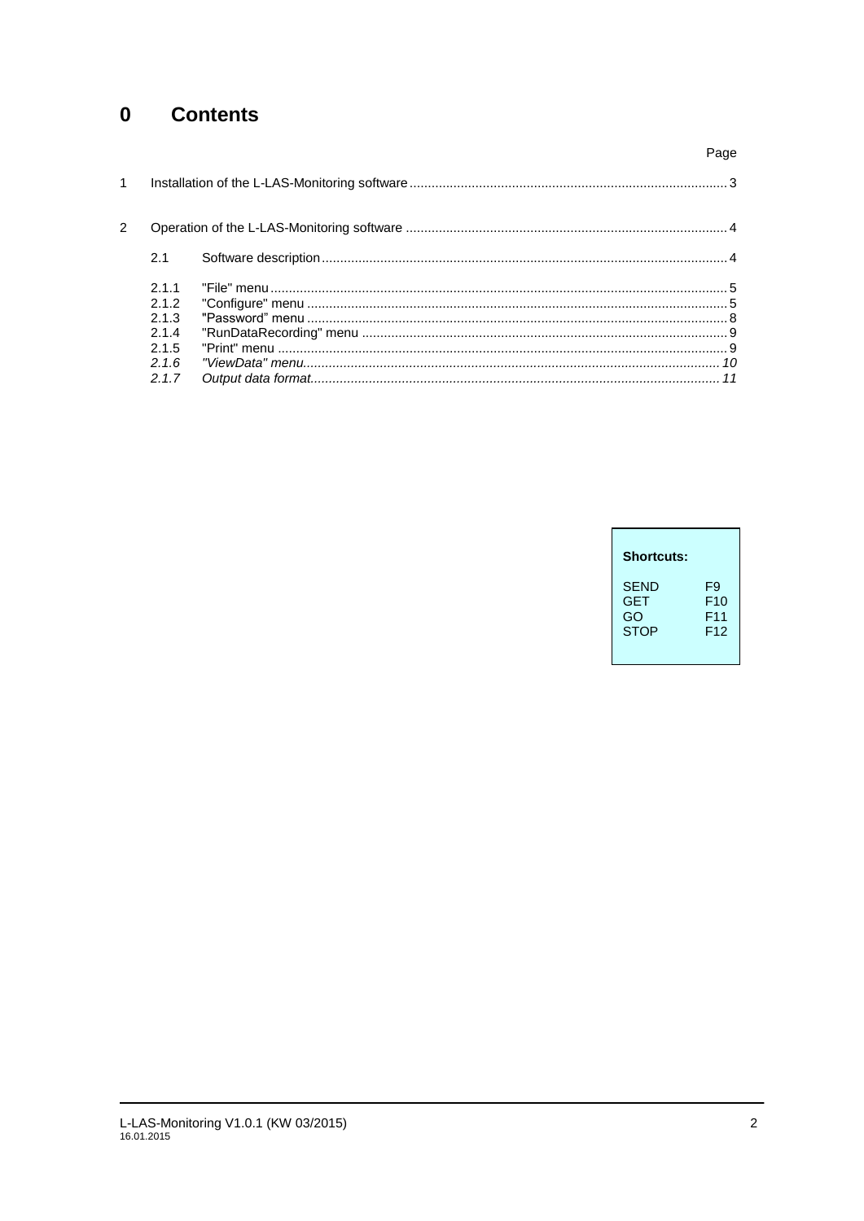# 0 Contents

| | | Page |
|---|---|---|
| 1 | Installation of the L-LAS-Monitoring software | 3 |
| 2 | Operation of the L-LAS-Monitoring software | 4 |
| 2.1 | Software description | 4 |
| 2.1.1 | "File" menu | 5 |
| 2.1.2 | "Configure" menu | 5 |
| 2.1.3 | "Password" menu | 8 |
| 2.1.4 | "RunDataRecording" menu | 9 |
| 2.1.5 | "Print" menu | 9 |
| *2.1.6* | *"ViewData" menu* | *10* |
| *2.1.7* | *Output data format* | *11* |

**Shortcuts:**

| | |
|---|---|
| SEND | F9 |
| GET | F10 |
| GO | F11 |
| STOP | F12 |

L-LAS-Monitoring V1.0.1 (KW 03/2015)
16.01.2015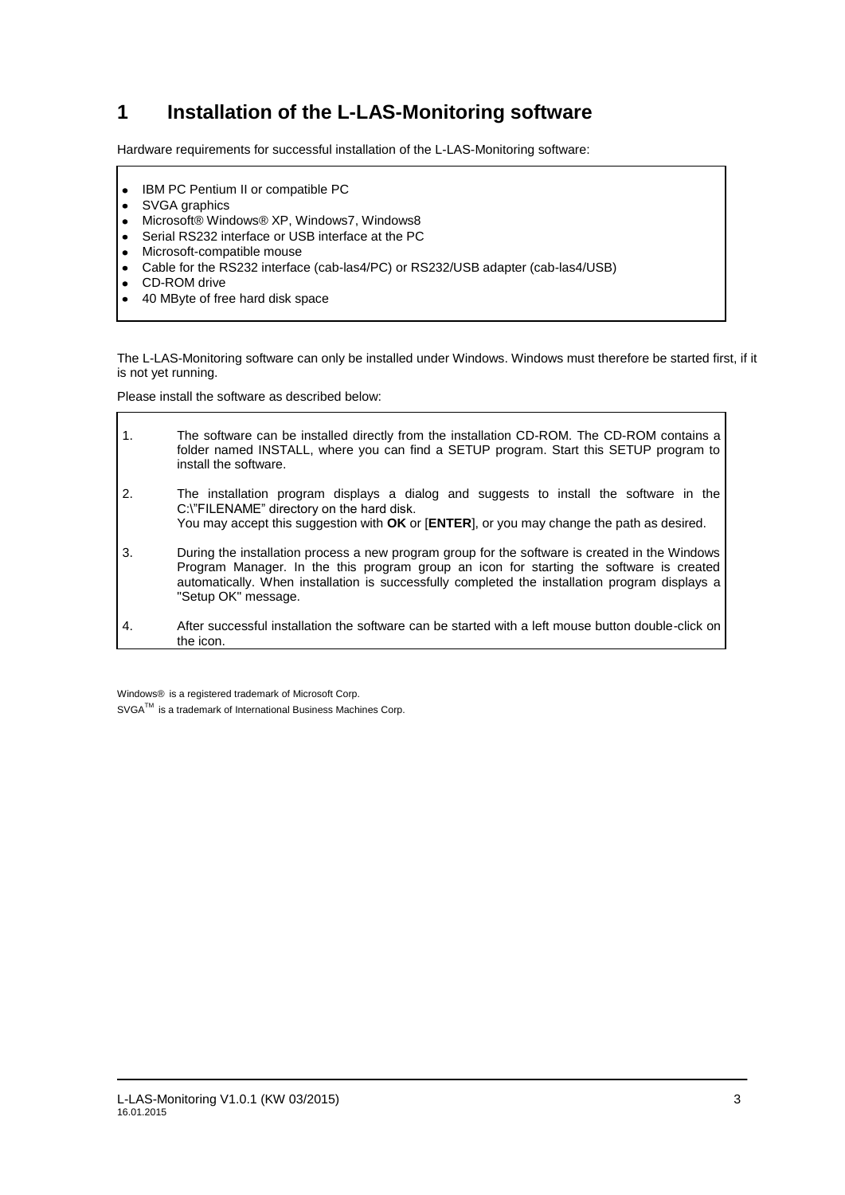# 1 Installation of the L-LAS-Monitoring software

Hardware requirements for successful installation of the L-LAS-Monitoring software:

- IBM PC Pentium II or compatible PC
- SVGA graphics
- Microsoft® Windows® XP, Windows7, Windows8
- Serial RS232 interface or USB interface at the PC
- Microsoft-compatible mouse
- Cable for the RS232 interface (cab-las4/PC) or RS232/USB adapter (cab-las4/USB)
- CD-ROM drive
- 40 MByte of free hard disk space

The L-LAS-Monitoring software can only be installed under Windows. Windows must therefore be started first, if it is not yet running.

Please install the software as described below:

1. The software can be installed directly from the installation CD-ROM. The CD-ROM contains a folder named INSTALL, where you can find a SETUP program. Start this SETUP program to install the software.
2. The installation program displays a dialog and suggests to install the software in the C:\"FILENAME" directory on the hard disk.
   You may accept this suggestion with **OK** or [**ENTER**], or you may change the path as desired.
3. During the installation process a new program group for the software is created in the Windows Program Manager. In the this program group an icon for starting the software is created automatically. When installation is successfully completed the installation program displays a "Setup OK" message.
4. After successful installation the software can be started with a left mouse button double-click on the icon.

Windows® is a registered trademark of Microsoft Corp.

SVGA™ is a trademark of International Business Machines Corp.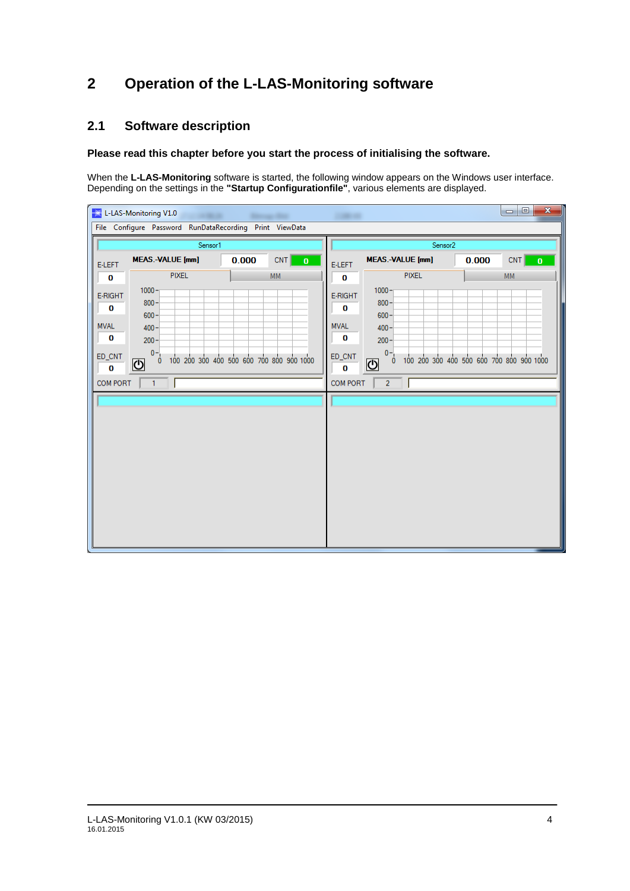# 2 Operation of the L-LAS-Monitoring software

## 2.1 Software description

**Please read this chapter before you start the process of initialising the software.**

When the **L-LAS-Monitoring** software is started, the following window appears on the Windows user interface. Depending on the settings in the **"Startup Configurationfile"**, various elements are displayed.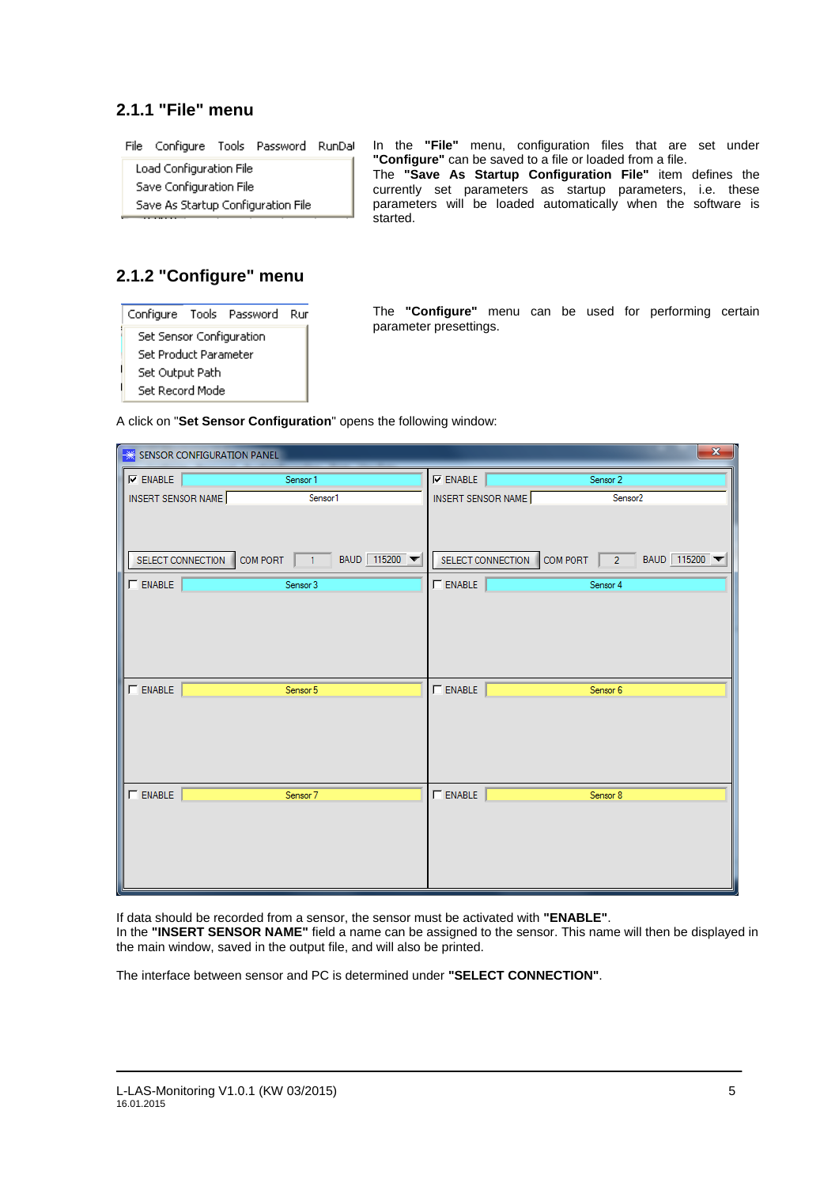## 2.1.1 "File" menu

In the **"File"** menu, configuration files that are set under **"Configure"** can be saved to a file or loaded from a file.
The **"Save As Startup Configuration File"** item defines the currently set parameters as startup parameters, i.e. these parameters will be loaded automatically when the software is started.

## 2.1.2 "Configure" menu

The **"Configure"** menu can be used for performing certain parameter presettings.

A click on "**Set Sensor Configuration**" opens the following window:

If data should be recorded from a sensor, the sensor must be activated with **"ENABLE"**.
In the **"INSERT SENSOR NAME"** field a name can be assigned to the sensor. This name will then be displayed in the main window, saved in the output file, and will also be printed.

The interface between sensor and PC is determined under **"SELECT CONNECTION"**.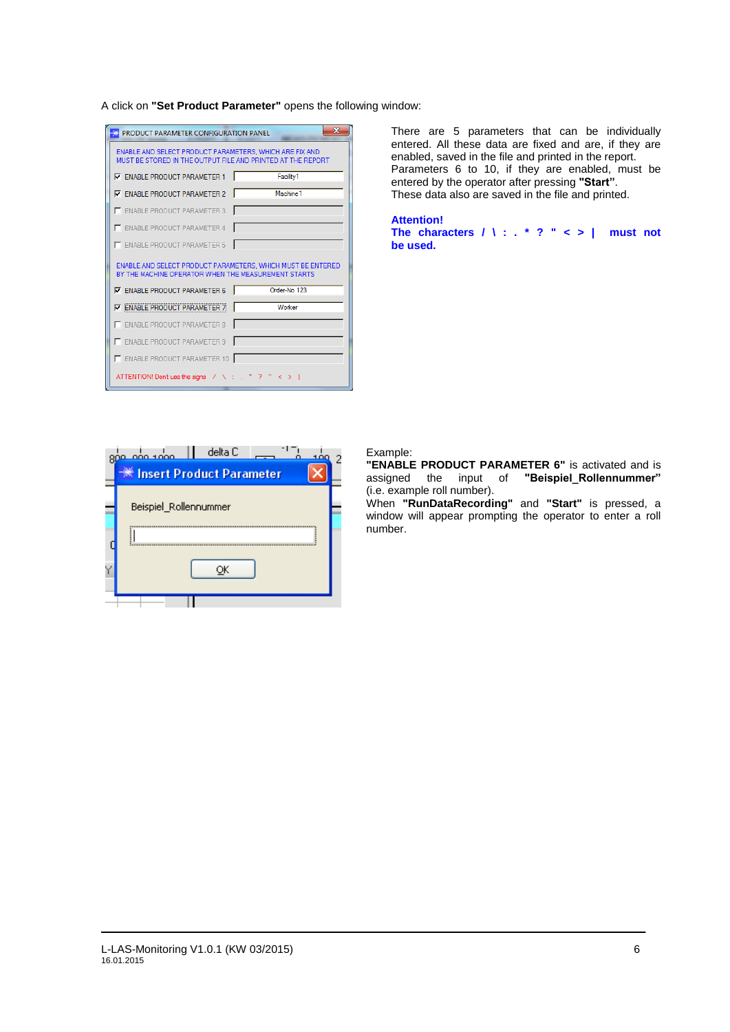A click on **"Set Product Parameter"** opens the following window:

There are 5 parameters that can be individually entered. All these data are fixed and are, if they are enabled, saved in the file and printed in the report. Parameters 6 to 10, if they are enabled, must be entered by the operator after pressing **"Start"**. These data also are saved in the file and printed.

**Attention!**
**The characters / \ : . * ? " < > | must not be used.**

Example:
**"ENABLE PRODUCT PARAMETER 6"** is activated and is assigned the input of **"Beispiel_Rollennummer"** (i.e. example roll number).
When **"RunDataRecording"** and **"Start"** is pressed, a window will appear prompting the operator to enter a roll number.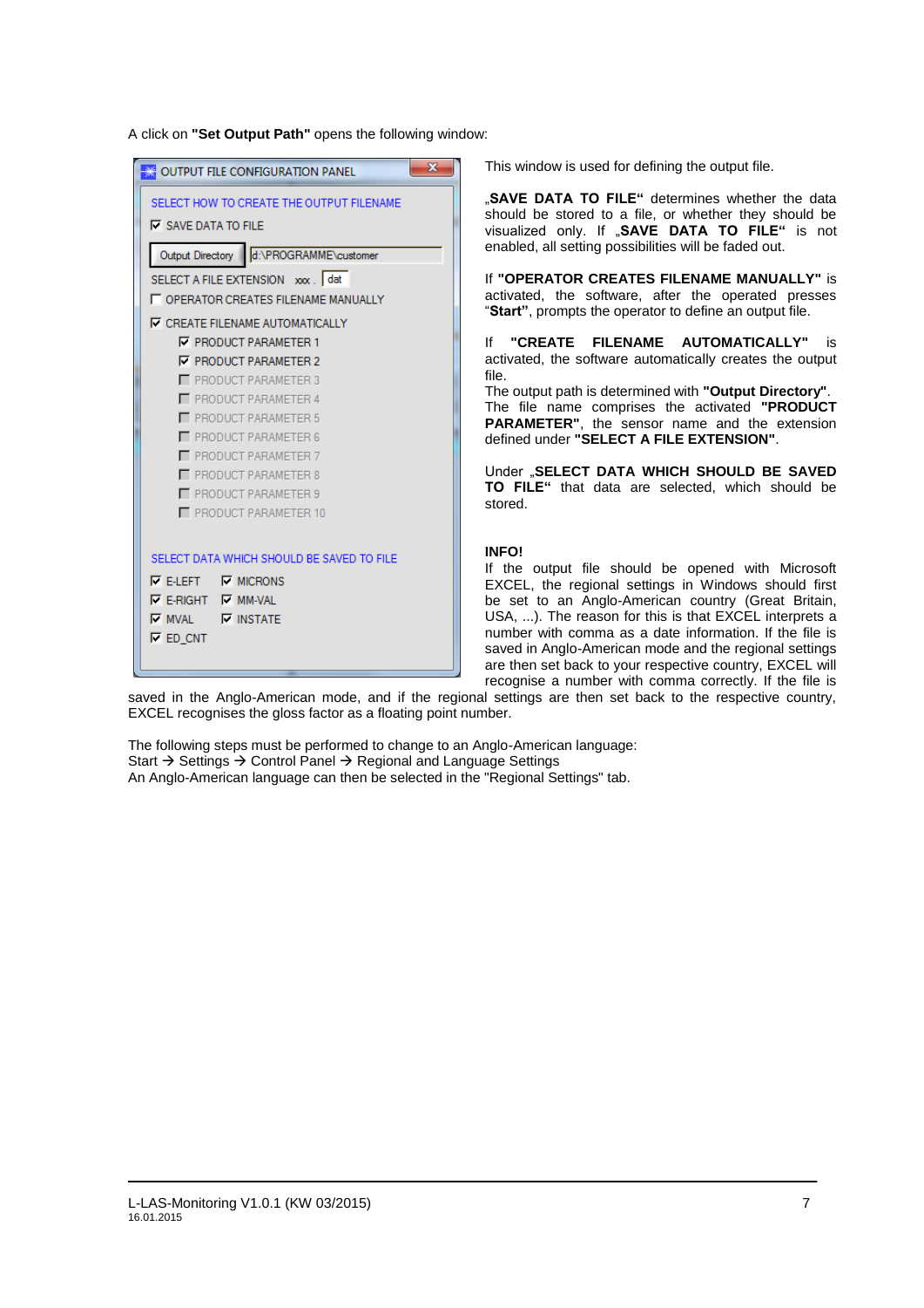A click on **"Set Output Path"** opens the following window:

This window is used for defining the output file.

„**SAVE DATA TO FILE**" determines whether the data should be stored to a file, or whether they should be visualized only. If „**SAVE DATA TO FILE**" is not enabled, all setting possibilities will be faded out.

If **"OPERATOR CREATES FILENAME MANUALLY"** is activated, the software, after the operated presses "**Start**", prompts the operator to define an output file.

If **"CREATE FILENAME AUTOMATICALLY"** is activated, the software automatically creates the output file.
The output path is determined with **"Output Directory"**.
The file name comprises the activated **"PRODUCT PARAMETER"**, the sensor name and the extension defined under **"SELECT A FILE EXTENSION"**.

Under „**SELECT DATA WHICH SHOULD BE SAVED TO FILE**" that data are selected, which should be stored.

**INFO!**
If the output file should be opened with Microsoft EXCEL, the regional settings in Windows should first be set to an Anglo-American country (Great Britain, USA, ...). The reason for this is that EXCEL interprets a number with comma as a date information. If the file is saved in Anglo-American mode and the regional settings are then set back to your respective country, EXCEL will recognise a number with comma correctly. If the file is saved in the Anglo-American mode, and if the regional settings are then set back to the respective country, EXCEL recognises the gloss factor as a floating point number.

The following steps must be performed to change to an Anglo-American language:
Start → Settings → Control Panel → Regional and Language Settings
An Anglo-American language can then be selected in the "Regional Settings" tab.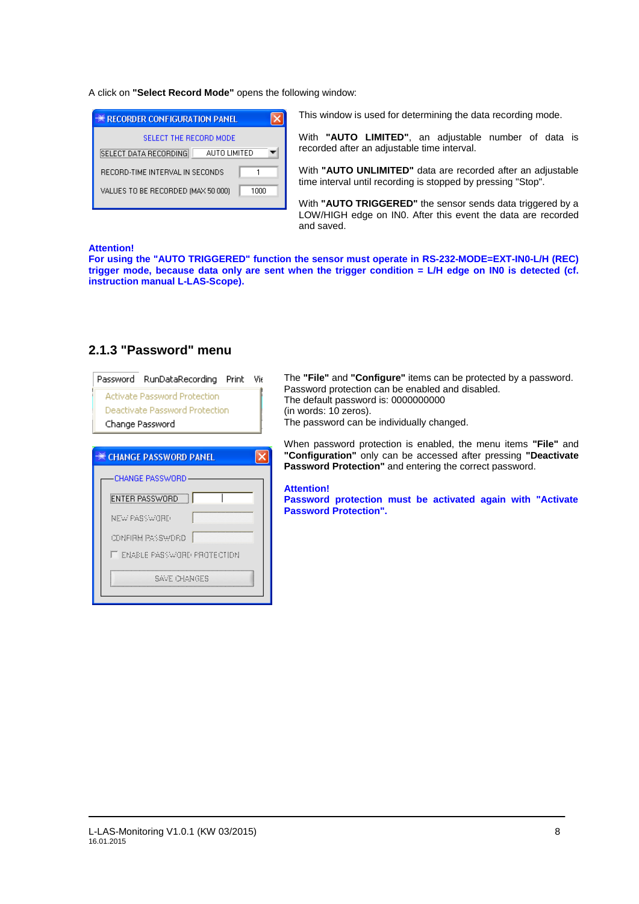A click on **"Select Record Mode"** opens the following window:

This window is used for determining the data recording mode.

With **"AUTO LIMITED"**, an adjustable number of data is recorded after an adjustable time interval.

With **"AUTO UNLIMITED"** data are recorded after an adjustable time interval until recording is stopped by pressing "Stop".

With **"AUTO TRIGGERED"** the sensor sends data triggered by a LOW/HIGH edge on IN0. After this event the data are recorded and saved.

**Attention!**
**For using the "AUTO TRIGGERED" function the sensor must operate in RS-232-MODE=EXT-IN0-L/H (REC) trigger mode, because data only are sent when the trigger condition = L/H edge on IN0 is detected (cf. instruction manual L-LAS-Scope).**

### 2.1.3 "Password" menu

The **"File"** and **"Configure"** items can be protected by a password.
Password protection can be enabled and disabled.
The default password is: 0000000000
(in words: 10 zeros).
The password can be individually changed.

When password protection is enabled, the menu items **"File"** and **"Configuration"** only can be accessed after pressing **"Deactivate Password Protection"** and entering the correct password.

**Attention!**
**Password protection must be activated again with "Activate Password Protection".**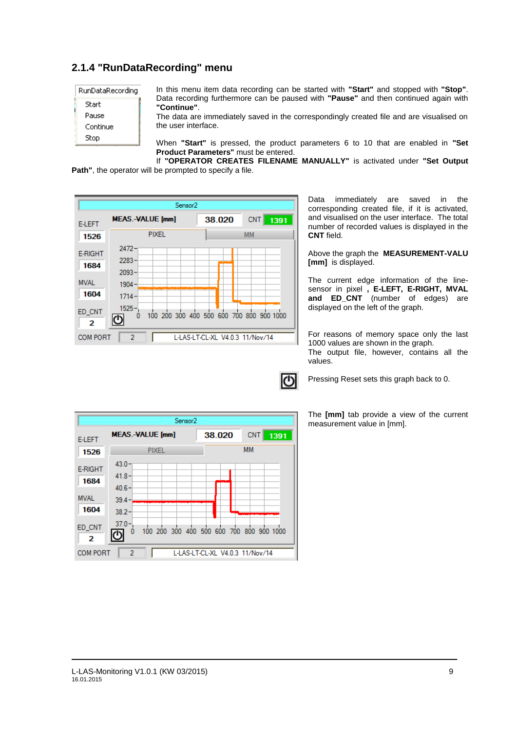### 2.1.4 "RunDataRecording" menu

In this menu item data recording can be started with **"Start"** and stopped with **"Stop"**. Data recording furthermore can be paused with **"Pause"** and then continued again with **"Continue"**.
The data are immediately saved in the correspondingly created file and are visualised on the user interface.

When **"Start"** is pressed, the product parameters 6 to 10 that are enabled in **"Set Product Parameters"** must be entered.
If **"OPERATOR CREATES FILENAME MANUALLY"** is activated under **"Set Output Path"**, the operator will be prompted to specify a file.

Data immediately are saved in the corresponding created file, if it is activated, and visualised on the user interface. The total number of recorded values is displayed in the **CNT** field.

Above the graph the **MEASUREMENT-VALU [mm]** is displayed.

The current edge information of the line-sensor in pixel **, E-LEFT, E-RIGHT, MVAL and ED_CNT** (number of edges) are displayed on the left of the graph.

For reasons of memory space only the last 1000 values are shown in the graph.
The output file, however, contains all the values.

Pressing Reset sets this graph back to 0.

The **[mm]** tab provide a view of the current measurement value in [mm].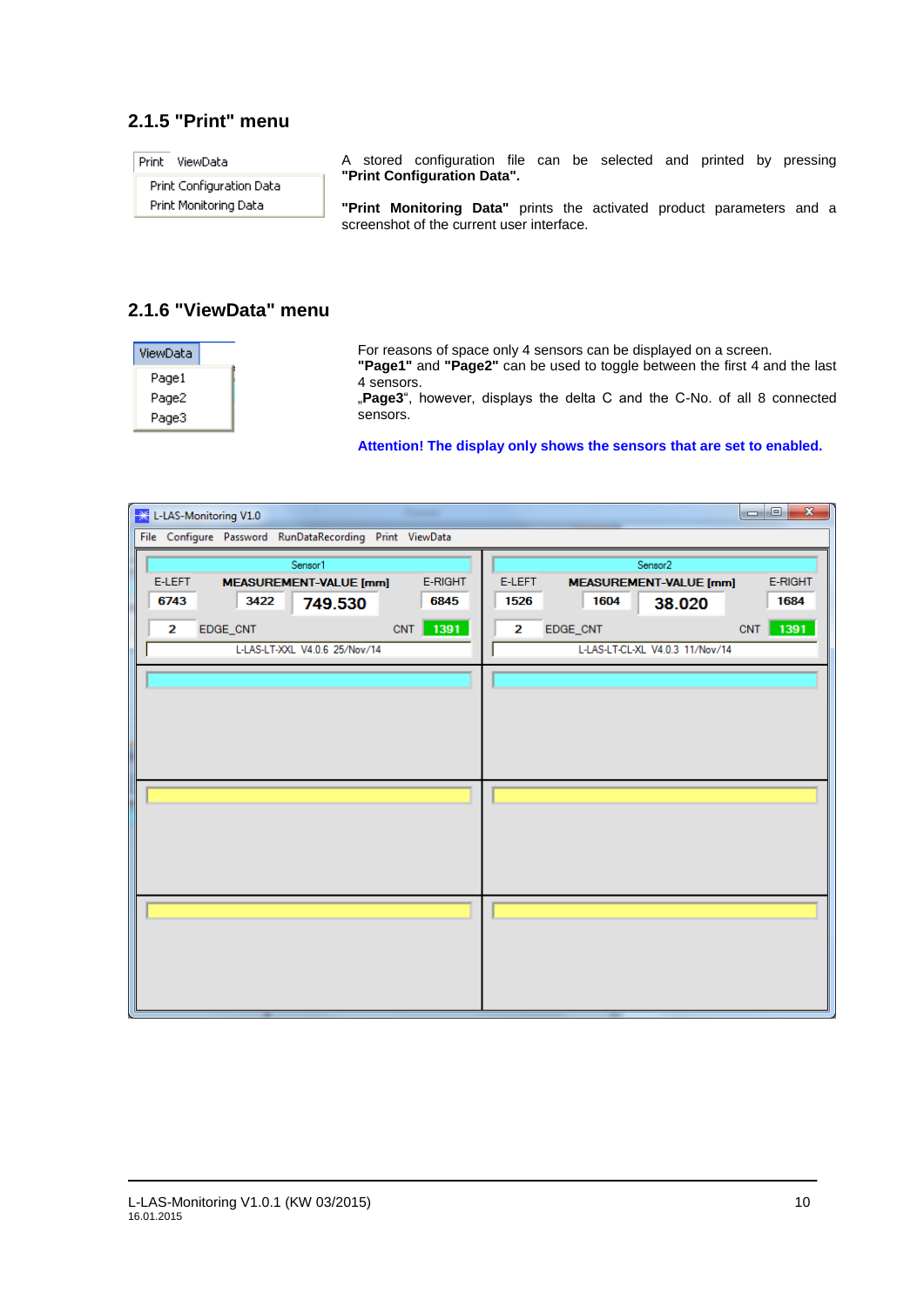### 2.1.5 "Print" menu

Print ViewData
Print Configuration Data
Print Monitoring Data

A stored configuration file can be selected and printed by pressing **"Print Configuration Data".**

**"Print Monitoring Data"** prints the activated product parameters and a screenshot of the current user interface.

### 2.1.6 "ViewData" menu

ViewData
Page1
Page2
Page3

For reasons of space only 4 sensors can be displayed on a screen.
**"Page1"** and **"Page2"** can be used to toggle between the first 4 and the last 4 sensors.
„**Page3**", however, displays the delta C and the C-No. of all 8 connected sensors.

**Attention! The display only shows the sensors that are set to enabled.**

L-LAS-Monitoring V1.0
File Configure Password RunDataRecording Print ViewData

| Sensor1 | | | Sensor2 | | |
|---|---|---|---|---|---|
| E-LEFT | MEASUREMENT-VALUE [mm] | E-RIGHT | E-LEFT | MEASUREMENT-VALUE [mm] | E-RIGHT |
| 6743 | 3422 749.530 | 6845 | 1526 | 1604 38.020 | 1684 |
| 2 EDGE_CNT | CNT | 1391 | 2 EDGE_CNT | CNT | 1391 |
| L-LAS-LT-XXL V4.0.6 25/Nov/14 | | | L-LAS-LT-CL-XL V4.0.3 11/Nov/14 | | |

L-LAS-Monitoring V1.0.1 (KW 03/2015)
16.01.2015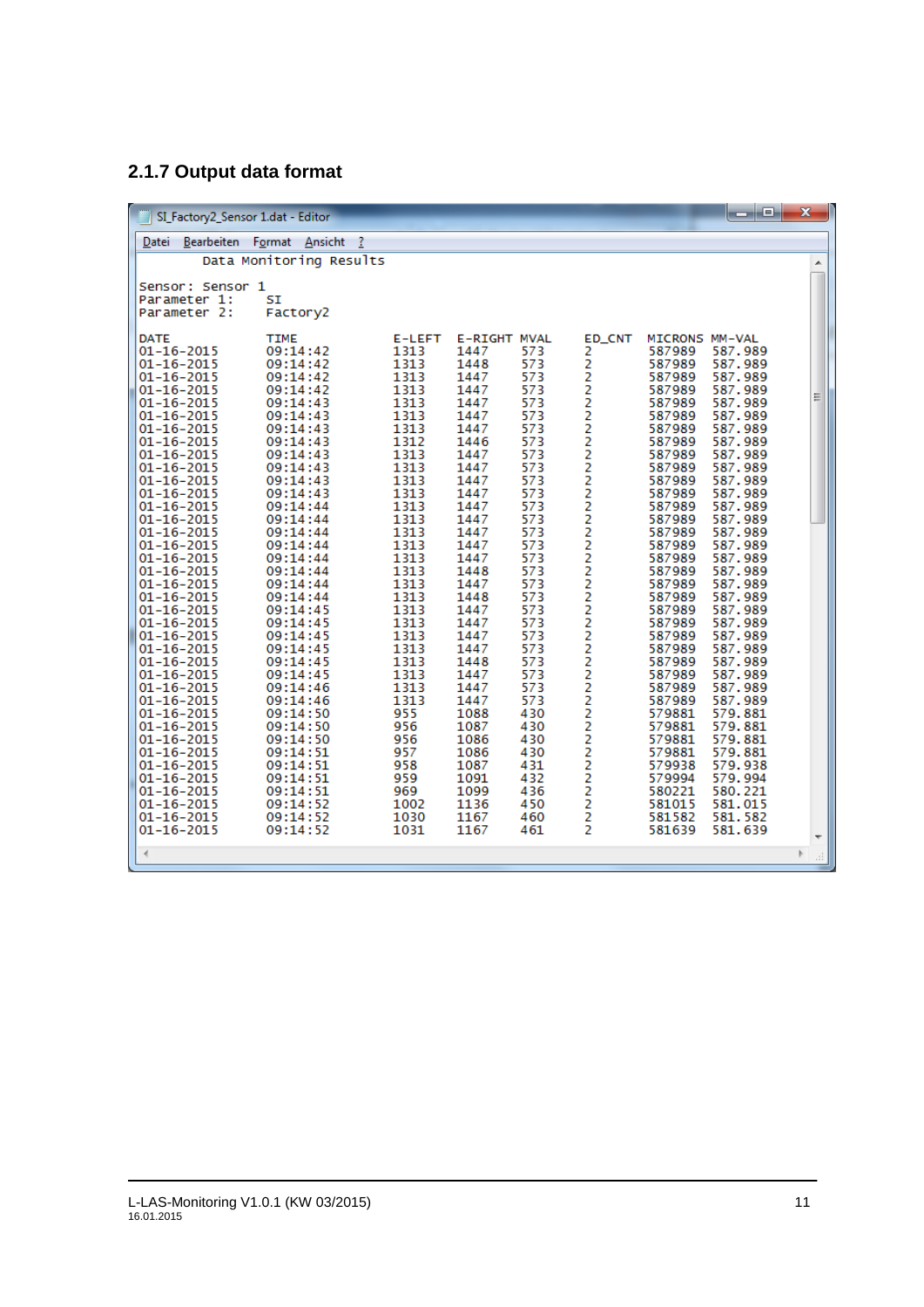## 2.1.7 Output data format

SI_Factory2_Sensor 1.dat - Editor

Datei Bearbeiten Format Ansicht ?

```
        Data Monitoring Results

Sensor: Sensor 1
Parameter 1:    SI
Parameter 2:    Factory2

DATE            TIME            E-LEFT  E-RIGHT MVAL    ED_CNT  MICRONS MM-VAL
01-16-2015      09:14:42        1313    1447    573     2       587989  587.989
01-16-2015      09:14:42        1313    1448    573     2       587989  587.989
01-16-2015      09:14:42        1313    1447    573     2       587989  587.989
01-16-2015      09:14:42        1313    1447    573     2       587989  587.989
01-16-2015      09:14:43        1313    1447    573     2       587989  587.989
01-16-2015      09:14:43        1313    1447    573     2       587989  587.989
01-16-2015      09:14:43        1313    1447    573     2       587989  587.989
01-16-2015      09:14:43        1312    1446    573     2       587989  587.989
01-16-2015      09:14:43        1313    1447    573     2       587989  587.989
01-16-2015      09:14:43        1313    1447    573     2       587989  587.989
01-16-2015      09:14:43        1313    1447    573     2       587989  587.989
01-16-2015      09:14:43        1313    1447    573     2       587989  587.989
01-16-2015      09:14:44        1313    1447    573     2       587989  587.989
01-16-2015      09:14:44        1313    1447    573     2       587989  587.989
01-16-2015      09:14:44        1313    1447    573     2       587989  587.989
01-16-2015      09:14:44        1313    1447    573     2       587989  587.989
01-16-2015      09:14:44        1313    1447    573     2       587989  587.989
01-16-2015      09:14:44        1313    1448    573     2       587989  587.989
01-16-2015      09:14:44        1313    1447    573     2       587989  587.989
01-16-2015      09:14:44        1313    1448    573     2       587989  587.989
01-16-2015      09:14:45        1313    1447    573     2       587989  587.989
01-16-2015      09:14:45        1313    1447    573     2       587989  587.989
01-16-2015      09:14:45        1313    1447    573     2       587989  587.989
01-16-2015      09:14:45        1313    1447    573     2       587989  587.989
01-16-2015      09:14:45        1313    1448    573     2       587989  587.989
01-16-2015      09:14:45        1313    1447    573     2       587989  587.989
01-16-2015      09:14:46        1313    1447    573     2       587989  587.989
01-16-2015      09:14:46        1313    1447    573     2       587989  587.989
01-16-2015      09:14:50        955     1088    430     2       579881  579.881
01-16-2015      09:14:50        956     1087    430     2       579881  579.881
01-16-2015      09:14:50        956     1086    430     2       579881  579.881
01-16-2015      09:14:51        957     1086    430     2       579881  579.881
01-16-2015      09:14:51        958     1087    431     2       579938  579.938
01-16-2015      09:14:51        959     1091    432     2       579994  579.994
01-16-2015      09:14:51        969     1099    436     2       580221  580.221
01-16-2015      09:14:52        1002    1136    450     2       581015  581.015
01-16-2015      09:14:52        1030    1167    460     2       581582  581.582
01-16-2015      09:14:52        1031    1167    461     2       581639  581.639
```

L-LAS-Monitoring V1.0.1 (KW 03/2015)
16.01.2015